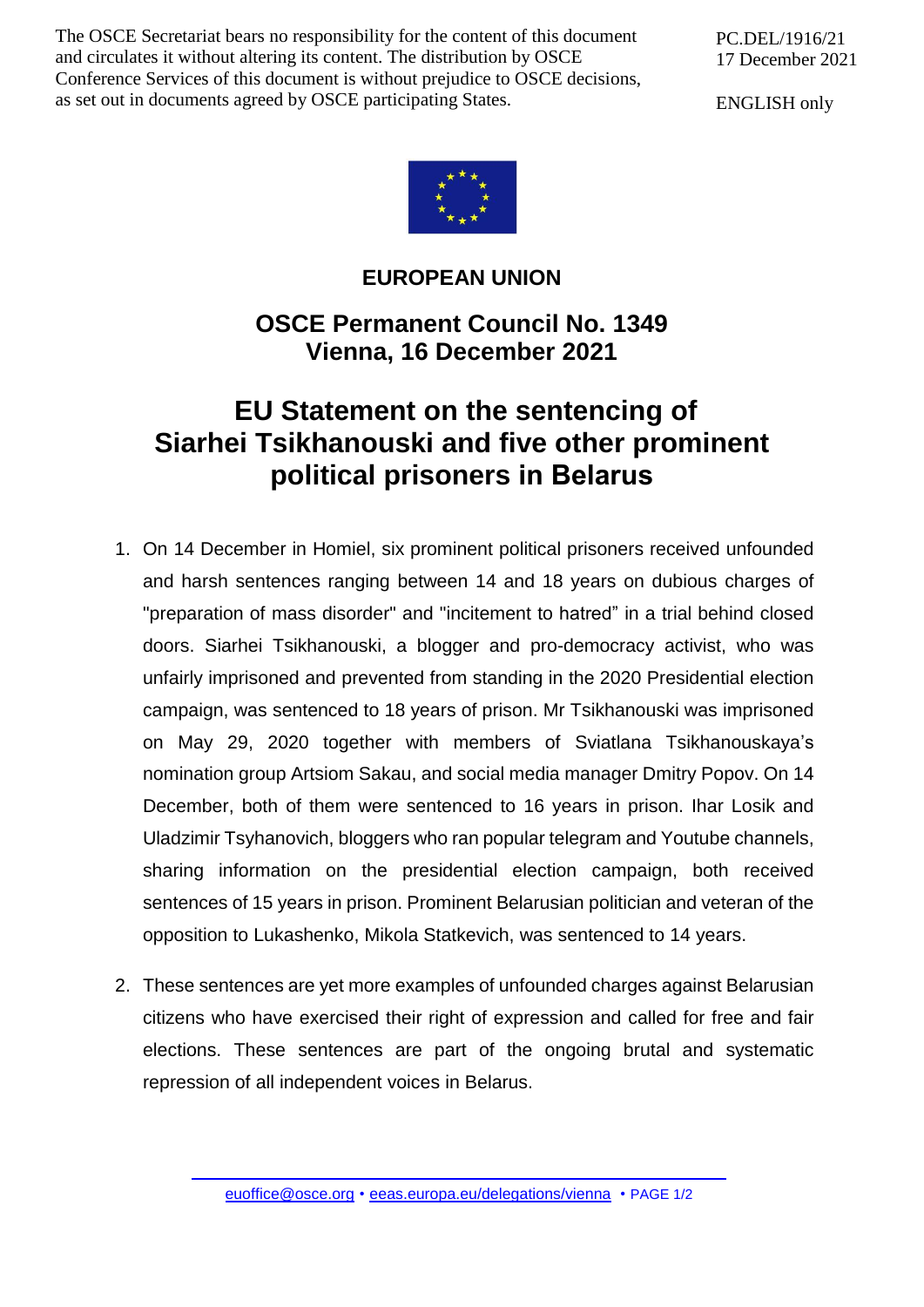The OSCE Secretariat bears no responsibility for the content of this document and circulates it without altering its content. The distribution by OSCE Conference Services of this document is without prejudice to OSCE decisions, as set out in documents agreed by OSCE participating States.

PC.DEL/1916/21
17 December 2021

ENGLISH only

**EUROPEAN UNION**

## OSCE Permanent Council No. 1349
## Vienna, 16 December 2021

# EU Statement on the sentencing of Siarhei Tsikhanouski and five other prominent political prisoners in Belarus

1. On 14 December in Homiel, six prominent political prisoners received unfounded and harsh sentences ranging between 14 and 18 years on dubious charges of "preparation of mass disorder" and "incitement to hatred" in a trial behind closed doors. Siarhei Tsikhanouski, a blogger and pro-democracy activist, who was unfairly imprisoned and prevented from standing in the 2020 Presidential election campaign, was sentenced to 18 years of prison. Mr Tsikhanouski was imprisoned on May 29, 2020 together with members of Sviatlana Tsikhanouskaya's nomination group Artsiom Sakau, and social media manager Dmitry Popov. On 14 December, both of them were sentenced to 16 years in prison. Ihar Losik and Uladzimir Tsyhanovich, bloggers who ran popular telegram and Youtube channels, sharing information on the presidential election campaign, both received sentences of 15 years in prison. Prominent Belarusian politician and veteran of the opposition to Lukashenko, Mikola Statkevich, was sentenced to 14 years.

2. These sentences are yet more examples of unfounded charges against Belarusian citizens who have exercised their right of expression and called for free and fair elections. These sentences are part of the ongoing brutal and systematic repression of all independent voices in Belarus.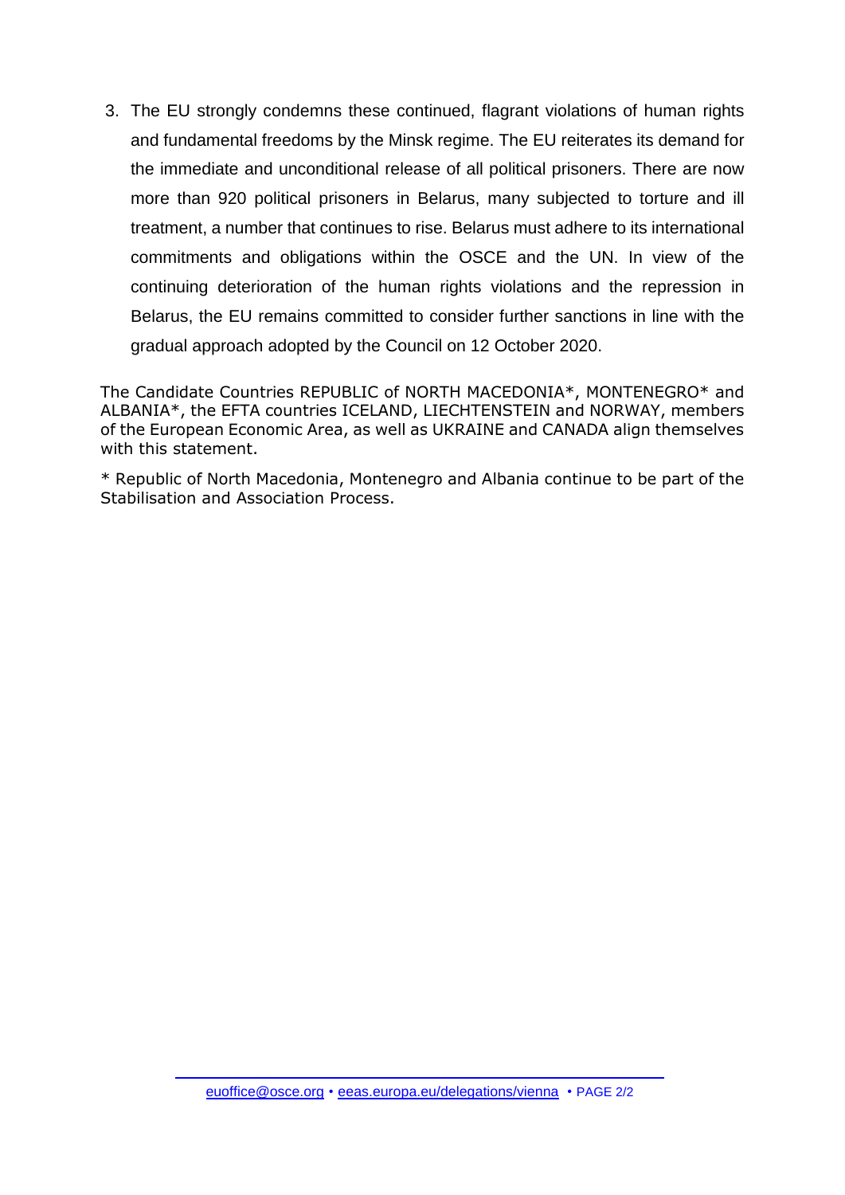3. The EU strongly condemns these continued, flagrant violations of human rights and fundamental freedoms by the Minsk regime. The EU reiterates its demand for the immediate and unconditional release of all political prisoners. There are now more than 920 political prisoners in Belarus, many subjected to torture and ill treatment, a number that continues to rise. Belarus must adhere to its international commitments and obligations within the OSCE and the UN. In view of the continuing deterioration of the human rights violations and the repression in Belarus, the EU remains committed to consider further sanctions in line with the gradual approach adopted by the Council on 12 October 2020.

The Candidate Countries REPUBLIC of NORTH MACEDONIA*, MONTENEGRO* and ALBANIA*, the EFTA countries ICELAND, LIECHTENSTEIN and NORWAY, members of the European Economic Area, as well as UKRAINE and CANADA align themselves with this statement.

* Republic of North Macedonia, Montenegro and Albania continue to be part of the Stabilisation and Association Process.